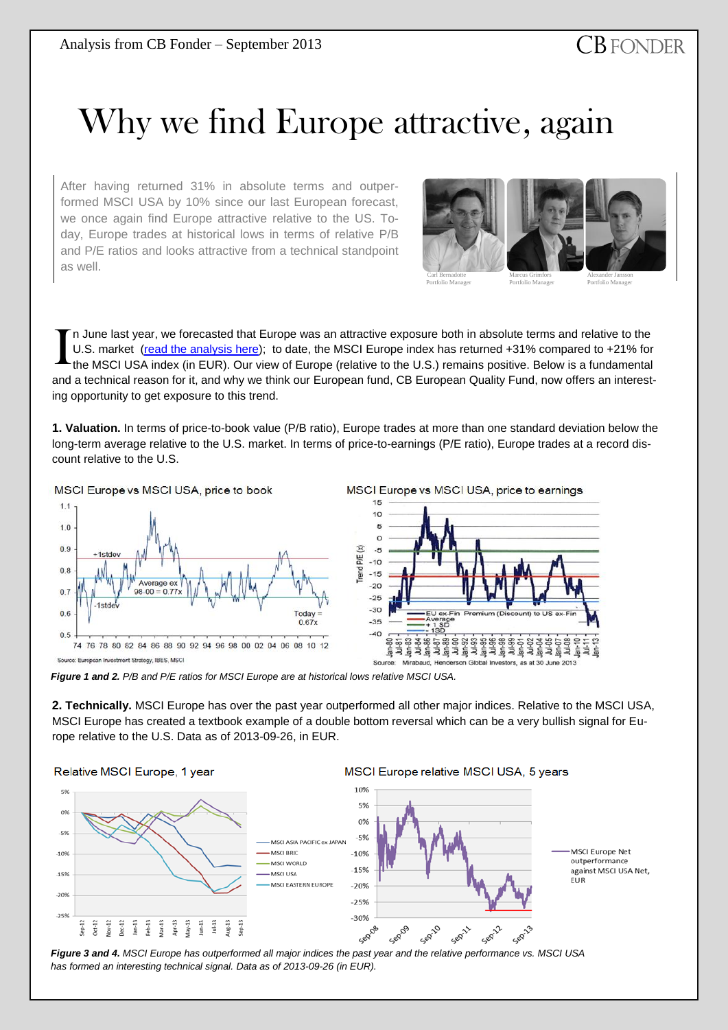Analysis from CB Fonder – September 2013

# Why we find Europe attractive, again

After having returned 31% in absolute terms and outperformed MSCI USA by 10% since our last European forecast, we once again find Europe attractive relative to the US. Today, Europe trades at historical lows in terms of relative P/B and P/E ratios and looks attractive from a technical standpoint as well.

Carl Bernadotte
Portfolio Manager

Marcus Grimfors
Portfolio Manager

Alexander Jansson
Portfolio Manager

In June last year, we forecasted that Europe was an attractive exposure both in absolute terms and relative to the U.S. market (read the analysis here); to date, the MSCI Europe index has returned +31% compared to +21% for the MSCI USA index (in EUR). Our view of Europe (relative to the U.S.) remains positive. Below is a fundamental and a technical reason for it, and why we think our European fund, CB European Quality Fund, now offers an interesting opportunity to get exposure to this trend.

**1. Valuation.** In terms of price-to-book value (P/B ratio), Europe trades at more than one standard deviation below the long-term average relative to the U.S. market. In terms of price-to-earnings (P/E ratio), Europe trades at a record discount relative to the U.S.

*Figure 1 and 2. P/B and P/E ratios for MSCI Europe are at historical lows relative MSCI USA.*

**2. Technically.** MSCI Europe has over the past year outperformed all other major indices. Relative to the MSCI USA, MSCI Europe has created a textbook example of a double bottom reversal which can be a very bullish signal for Europe relative to the U.S. Data as of 2013-09-26, in EUR.

*Figure 3 and 4. MSCI Europe has outperformed all major indices the past year and the relative performance vs. MSCI USA has formed an interesting technical signal. Data as of 2013-09-26 (in EUR).*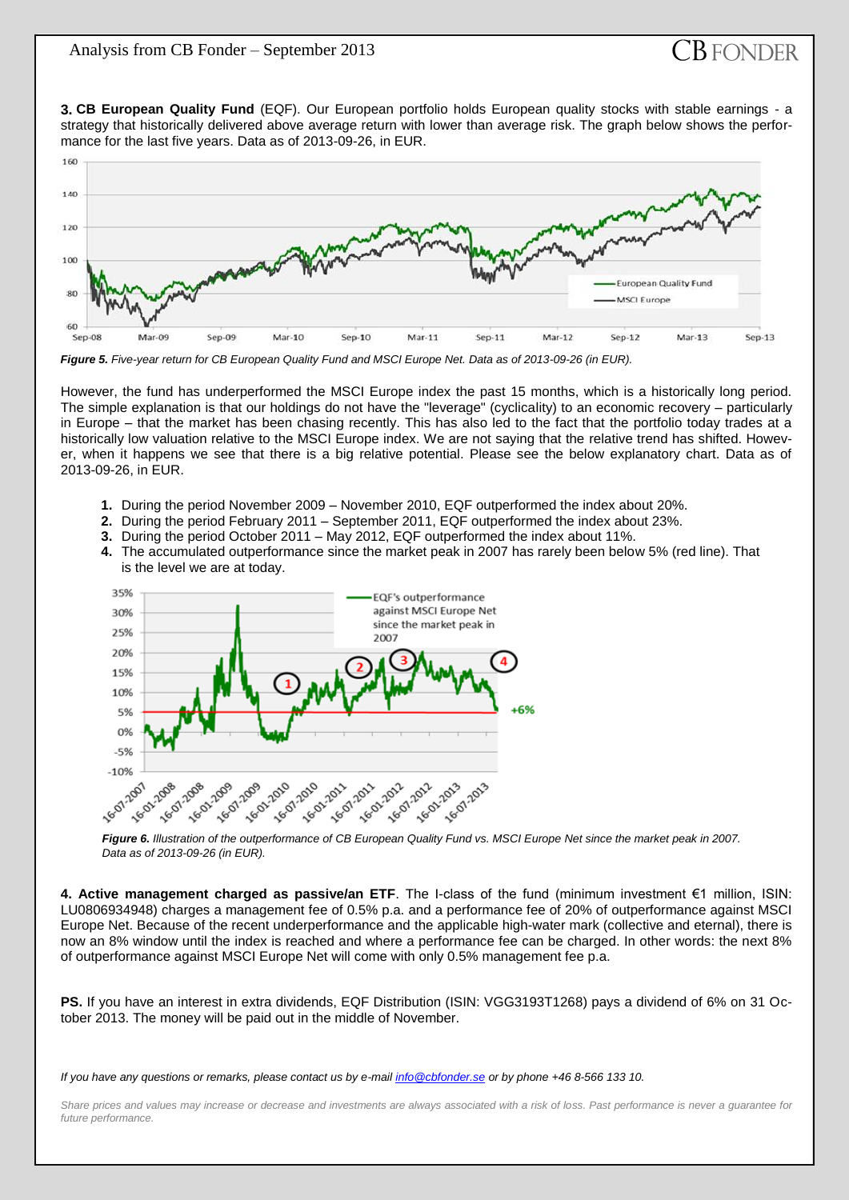**3. CB European Quality Fund** (EQF). Our European portfolio holds European quality stocks with stable earnings - a strategy that historically delivered above average return with lower than average risk. The graph below shows the performance for the last five years. Data as of 2013-09-26, in EUR.

160
140
120
100
80
60
Sep-08 Mar-09 Sep-09 Mar-10 Sep-10 Mar-11 Sep-11 Mar-12 Sep-12 Mar-13 Sep-13
European Quality Fund
MSCI Europe

*Figure 5. Five-year return for CB European Quality Fund and MSCI Europe Net. Data as of 2013-09-26 (in EUR).*

However, the fund has underperformed the MSCI Europe index the past 15 months, which is a historically long period. The simple explanation is that our holdings do not have the "leverage" (cyclicality) to an economic recovery – particularly in Europe – that the market has been chasing recently. This has also led to the fact that the portfolio today trades at a historically low valuation relative to the MSCI Europe index. We are not saying that the relative trend has shifted. However, when it happens we see that there is a big relative potential. Please see the below explanatory chart. Data as of 2013-09-26, in EUR.

1. During the period November 2009 – November 2010, EQF outperformed the index about 20%.
2. During the period February 2011 – September 2011, EQF outperformed the index about 23%.
3. During the period October 2011 – May 2012, EQF outperformed the index about 11%.
4. The accumulated outperformance since the market peak in 2007 has rarely been below 5% (red line). That is the level we are at today.

35%
30%
25%
20%
15%
10%
5%
0%
-5%
-10%
EQF's outperformance against MSCI Europe Net since the market peak in 2007
1 2 3 4
+6%
16-07-2007 16-01-2008 16-07-2008 16-01-2009 16-07-2009 16-01-2010 16-07-2010 16-01-2011 16-07-2011 16-01-2012 16-07-2012 16-01-2013 16-07-2013

*Figure 6. Illustration of the outperformance of CB European Quality Fund vs. MSCI Europe Net since the market peak in 2007. Data as of 2013-09-26 (in EUR).*

**4. Active management charged as passive/an ETF**. The I-class of the fund (minimum investment €1 million, ISIN: LU0806934948) charges a management fee of 0.5% p.a. and a performance fee of 20% of outperformance against MSCI Europe Net. Because of the recent underperformance and the applicable high-water mark (collective and eternal), there is now an 8% window until the index is reached and where a performance fee can be charged. In other words: the next 8% of outperformance against MSCI Europe Net will come with only 0.5% management fee p.a.

**PS.** If you have an interest in extra dividends, EQF Distribution (ISIN: VGG3193T1268) pays a dividend of 6% on 31 October 2013. The money will be paid out in the middle of November.

*If you have any questions or remarks, please contact us by e-mail info@cbfonder.se or by phone +46 8-566 133 10.*

*Share prices and values may increase or decrease and investments are always associated with a risk of loss. Past performance is never a guarantee for future performance.*